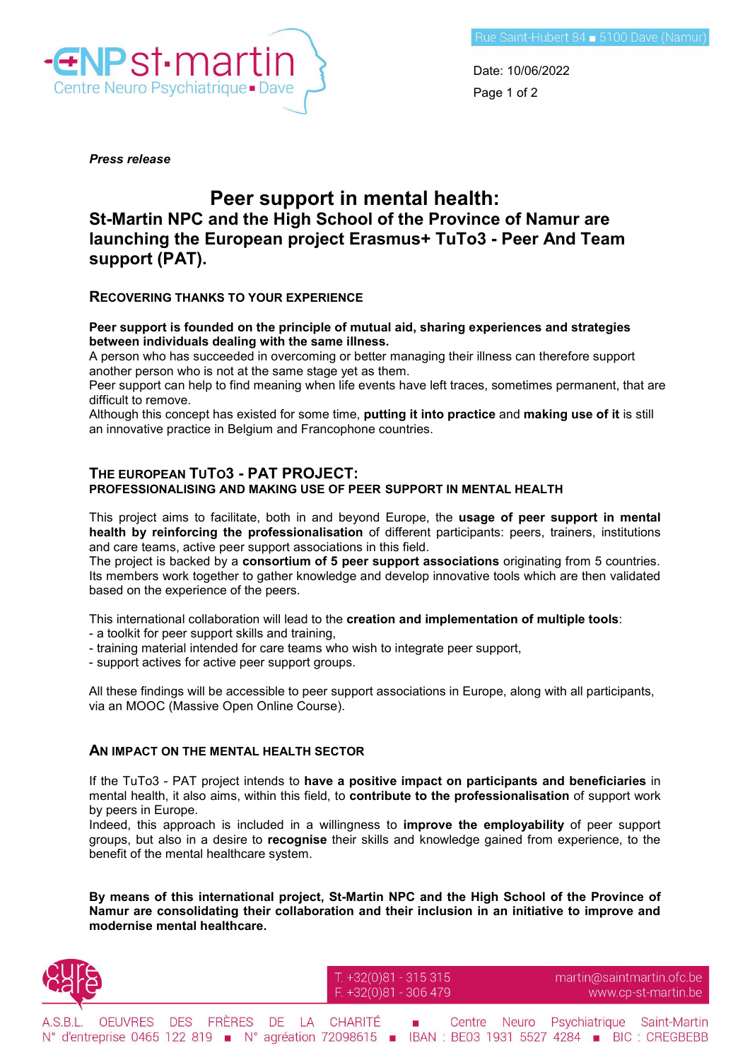*Press release*

# Peer support in mental health:

## St-Martin NPC and the High School of the Province of Namur are launching the European project Erasmus+ TuTo3 - Peer And Team support (PAT).

### RECOVERING THANKS TO YOUR EXPERIENCE

**Peer support is founded on the principle of mutual aid, sharing experiences and strategies between individuals dealing with the same illness.**
A person who has succeeded in overcoming or better managing their illness can therefore support another person who is not at the same stage yet as them.
Peer support can help to find meaning when life events have left traces, sometimes permanent, that are difficult to remove.
Although this concept has existed for some time, **putting it into practice** and **making use of it** is still an innovative practice in Belgium and Francophone countries.

### THE EUROPEAN TUTO3 - PAT PROJECT:
#### PROFESSIONALISING AND MAKING USE OF PEER SUPPORT IN MENTAL HEALTH

This project aims to facilitate, both in and beyond Europe, the **usage of peer support in mental health by reinforcing the professionalisation** of different participants: peers, trainers, institutions and care teams, active peer support associations in this field.
The project is backed by a **consortium of 5 peer support associations** originating from 5 countries. Its members work together to gather knowledge and develop innovative tools which are then validated based on the experience of the peers.

This international collaboration will lead to the **creation and implementation of multiple tools**:
- a toolkit for peer support skills and training,
- training material intended for care teams who wish to integrate peer support,
- support actives for active peer support groups.

All these findings will be accessible to peer support associations in Europe, along with all participants, via an MOOC (Massive Open Online Course).

### AN IMPACT ON THE MENTAL HEALTH SECTOR

If the TuTo3 - PAT project intends to **have a positive impact on participants and beneficiaries** in mental health, it also aims, within this field, to **contribute to the professionalisation** of support work by peers in Europe.
Indeed, this approach is included in a willingness to **improve the employability** of peer support groups, but also in a desire to **recognise** their skills and knowledge gained from experience, to the benefit of the mental healthcare system.

**By means of this international project, St-Martin NPC and the High School of the Province of Namur are consolidating their collaboration and their inclusion in an initiative to improve and modernise mental healthcare.**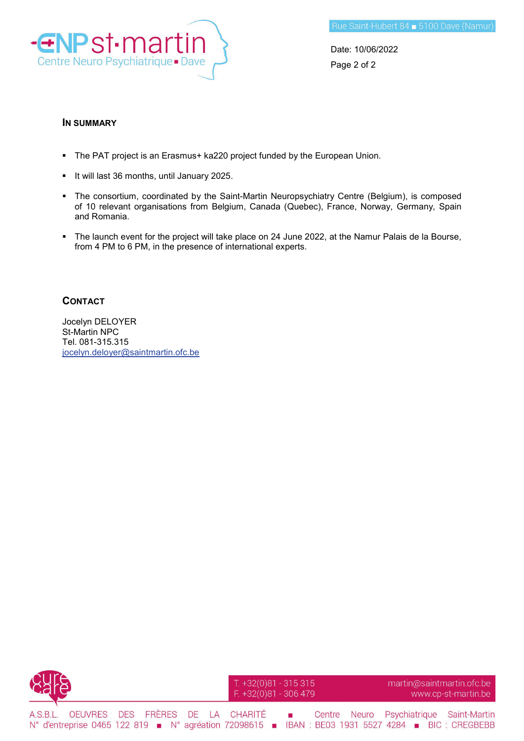## In summary

- The PAT project is an Erasmus+ ka220 project funded by the European Union.
- It will last 36 months, until January 2025.
- The consortium, coordinated by the Saint-Martin Neuropsychiatry Centre (Belgium), is composed of 10 relevant organisations from Belgium, Canada (Quebec), France, Norway, Germany, Spain and Romania.
- The launch event for the project will take place on 24 June 2022, at the Namur Palais de la Bourse, from 4 PM to 6 PM, in the presence of international experts.

## Contact

Jocelyn DELOYER
St-Martin NPC
Tel. 081-315.315
jocelyn.deloyer@saintmartin.ofc.be